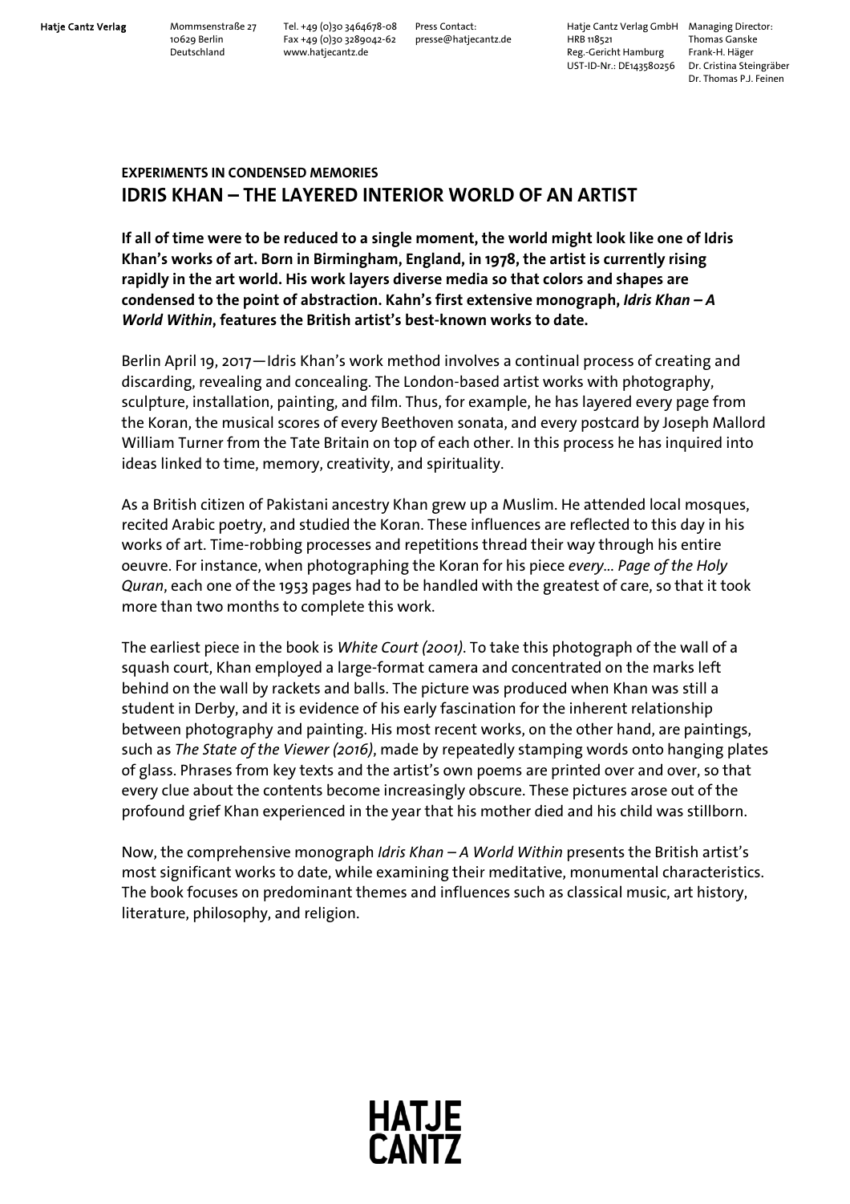**EXPERIMENTS IN CONDENSED MEMORIES**

# IDRIS KHAN – THE LAYERED INTERIOR WORLD OF AN ARTIST

**If all of time were to be reduced to a single moment, the world might look like one of Idris Khan's works of art. Born in Birmingham, England, in 1978, the artist is currently rising rapidly in the art world. His work layers diverse media so that colors and shapes are condensed to the point of abstraction. Kahn's first extensive monograph, *Idris Khan – A World Within*, features the British artist's best-known works to date.**

Berlin April 19, 2017—Idris Khan's work method involves a continual process of creating and discarding, revealing and concealing. The London-based artist works with photography, sculpture, installation, painting, and film. Thus, for example, he has layered every page from the Koran, the musical scores of every Beethoven sonata, and every postcard by Joseph Mallord William Turner from the Tate Britain on top of each other. In this process he has inquired into ideas linked to time, memory, creativity, and spirituality.

As a British citizen of Pakistani ancestry Khan grew up a Muslim. He attended local mosques, recited Arabic poetry, and studied the Koran. These influences are reflected to this day in his works of art. Time-robbing processes and repetitions thread their way through his entire oeuvre. For instance, when photographing the Koran for his piece *every… Page of the Holy Quran*, each one of the 1953 pages had to be handled with the greatest of care, so that it took more than two months to complete this work.

The earliest piece in the book is *White Court (2001)*. To take this photograph of the wall of a squash court, Khan employed a large-format camera and concentrated on the marks left behind on the wall by rackets and balls. The picture was produced when Khan was still a student in Derby, and it is evidence of his early fascination for the inherent relationship between photography and painting. His most recent works, on the other hand, are paintings, such as *The State of the Viewer (2016)*, made by repeatedly stamping words onto hanging plates of glass. Phrases from key texts and the artist's own poems are printed over and over, so that every clue about the contents become increasingly obscure. These pictures arose out of the profound grief Khan experienced in the year that his mother died and his child was stillborn.

Now, the comprehensive monograph *Idris Khan – A World Within* presents the British artist's most significant works to date, while examining their meditative, monumental characteristics. The book focuses on predominant themes and influences such as classical music, art history, literature, philosophy, and religion.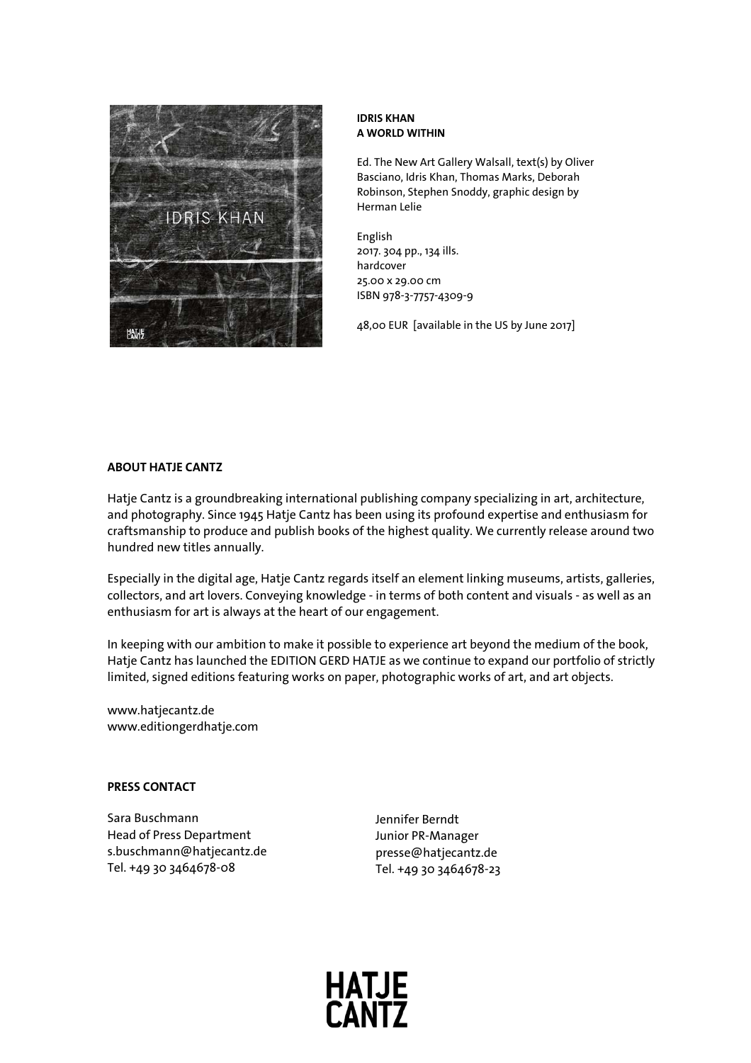**IDRIS KHAN**
**A WORLD WITHIN**

Ed. The New Art Gallery Walsall, text(s) by Oliver Basciano, Idris Khan, Thomas Marks, Deborah Robinson, Stephen Snoddy, graphic design by Herman Lelie

English
2017. 304 pp., 134 ills.
hardcover
25.00 x 29.00 cm
ISBN 978-3-7757-4309-9

48,00 EUR [available in the US by June 2017]

**ABOUT HATJE CANTZ**

Hatje Cantz is a groundbreaking international publishing company specializing in art, architecture, and photography. Since 1945 Hatje Cantz has been using its profound expertise and enthusiasm for craftsmanship to produce and publish books of the highest quality. We currently release around two hundred new titles annually.

Especially in the digital age, Hatje Cantz regards itself an element linking museums, artists, galleries, collectors, and art lovers. Conveying knowledge - in terms of both content and visuals - as well as an enthusiasm for art is always at the heart of our engagement.

In keeping with our ambition to make it possible to experience art beyond the medium of the book, Hatje Cantz has launched the EDITION GERD HATJE as we continue to expand our portfolio of strictly limited, signed editions featuring works on paper, photographic works of art, and art objects.

www.hatjecantz.de
www.editiongerdhatje.com

**PRESS CONTACT**

Sara Buschmann
Head of Press Department
s.buschmann@hatjecantz.de
Tel. +49 30 3464678-08

Jennifer Berndt
Junior PR-Manager
presse@hatjecantz.de
Tel. +49 30 3464678-23

HATJE CANTZ